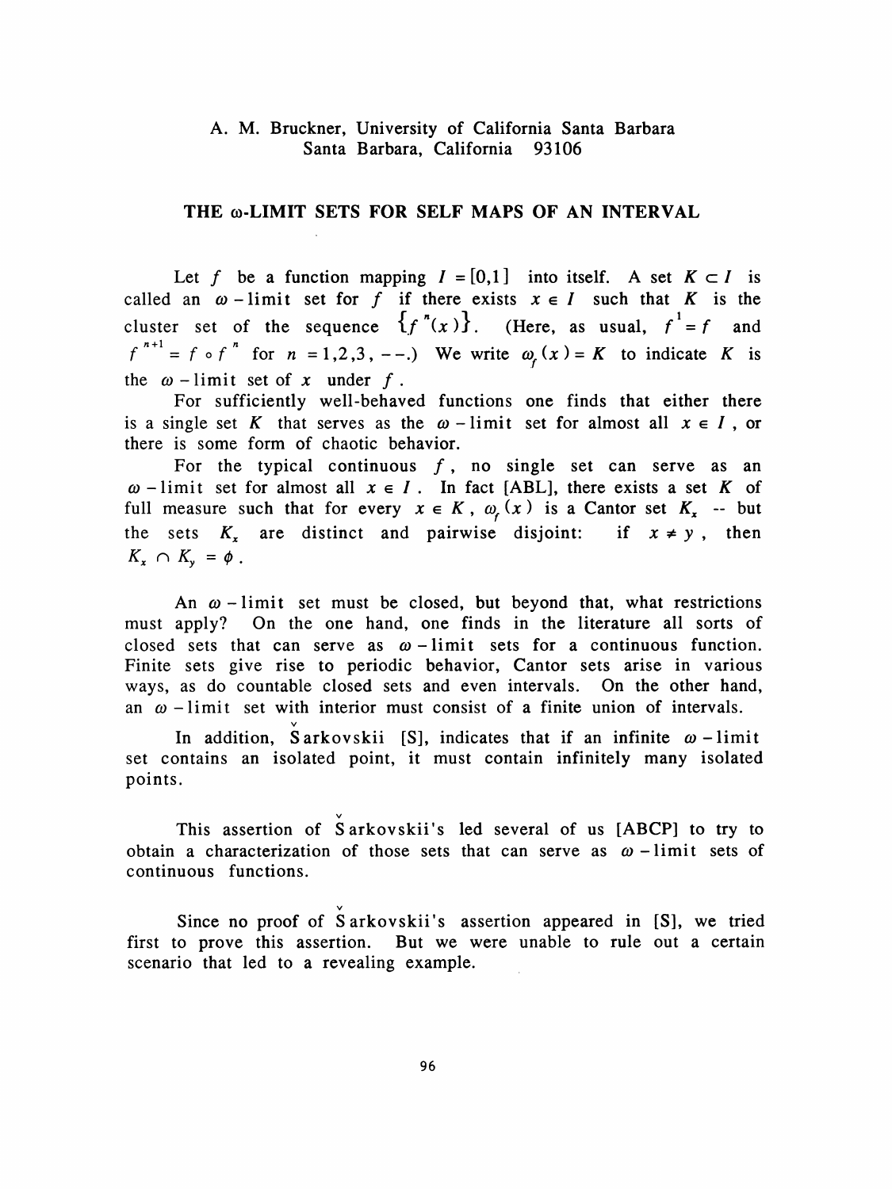A. M. Bruckner, University of California Santa Barbara
Santa Barbara, California 93106

# THE ω-LIMIT SETS FOR SELF MAPS OF AN INTERVAL

Let $f$ be a function mapping $I = [0,1]$ into itself. A set $K \subset I$ is called an $\omega$-limit set for $f$ if there exists $x \in I$ such that $K$ is the cluster set of the sequence $\{f^n(x)\}$. (Here, as usual, $f^1 = f$ and $f^{n+1} = f \circ f^n$ for $n = 1,2,3, \text{--}.$) We write $\omega_f(x) = K$ to indicate $K$ is the $\omega$-limit set of $x$ under $f$.

For sufficiently well-behaved functions one finds that either there is a single set $K$ that serves as the $\omega$-limit set for almost all $x \in I$, or there is some form of chaotic behavior.

For the typical continuous $f$, no single set can serve as an $\omega$-limit set for almost all $x \in I$. In fact [ABL], there exists a set $K$ of full measure such that for every $x \in K$, $\omega_f(x)$ is a Cantor set $K_x$ -- but the sets $K_x$ are distinct and pairwise disjoint: if $x \neq y$, then $K_x \cap K_y = \phi$.

An $\omega$-limit set must be closed, but beyond that, what restrictions must apply? On the one hand, one finds in the literature all sorts of closed sets that can serve as $\omega$-limit sets for a continuous function. Finite sets give rise to periodic behavior, Cantor sets arise in various ways, as do countable closed sets and even intervals. On the other hand, an $\omega$-limit set with interior must consist of a finite union of intervals.

In addition, Šarkovskii [S], indicates that if an infinite $\omega$-limit set contains an isolated point, it must contain infinitely many isolated points.

This assertion of Šarkovskii's led several of us [ABCP] to try to obtain a characterization of those sets that can serve as $\omega$-limit sets of continuous functions.

Since no proof of Šarkovskii's assertion appeared in [S], we tried first to prove this assertion. But we were unable to rule out a certain scenario that led to a revealing example.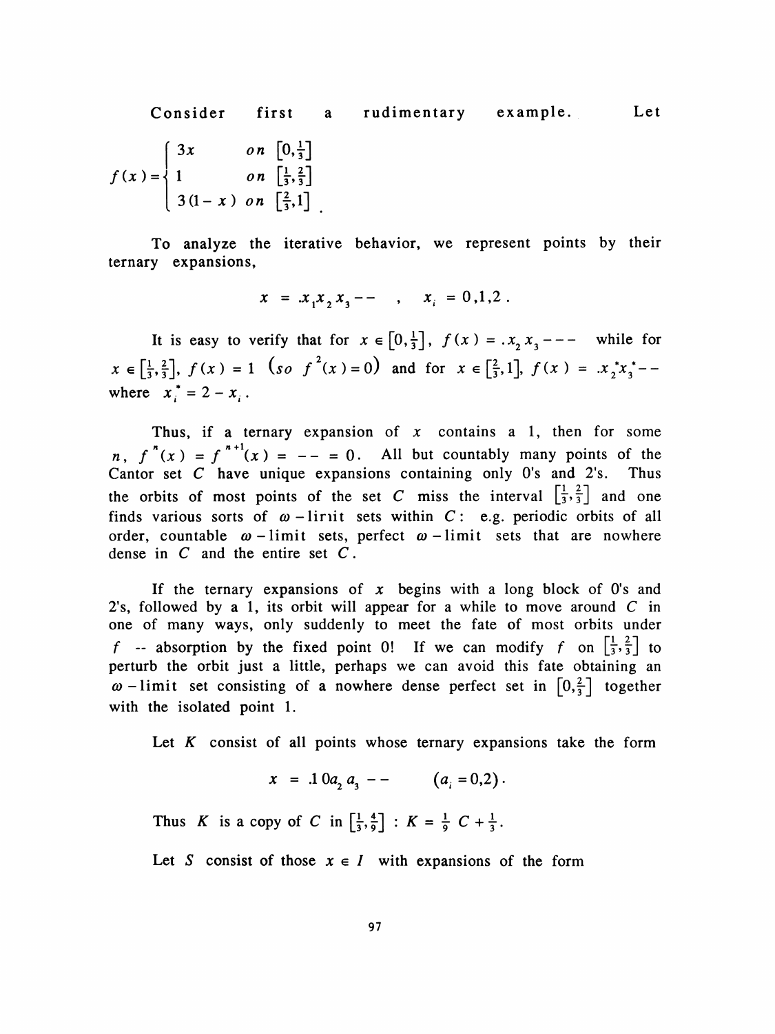Consider first a rudimentary example. Let

$$f(x)=\begin{cases} 3x & on\ \left[0,\frac{1}{3}\right] \\ 1 & on\ \left[\frac{1}{3},\frac{2}{3}\right] \\ 3(1-x) & on\ \left[\frac{2}{3},1\right] \end{cases}.$$

To analyze the iterative behavior, we represent points by their ternary expansions,

$$x = .x_1x_2x_3-- \quad , \quad x_i = 0,1,2 .$$

It is easy to verify that for $x \in \left[0,\frac{1}{3}\right]$, $f(x) = .x_2x_3---$ while for $x \in \left[\frac{1}{3},\frac{2}{3}\right]$, $f(x) = 1$ $\left(so\ f^2(x) = 0\right)$ and for $x \in \left[\frac{2}{3},1\right]$, $f(x) = .x_2^*x_3^*--$ where $x_i^* = 2 - x_i$.

Thus, if a ternary expansion of $x$ contains a 1, then for some $n$, $f^n(x) = f^{n+1}(x) = -- = 0$. All but countably many points of the Cantor set $C$ have unique expansions containing only 0's and 2's. Thus the orbits of most points of the set $C$ miss the interval $\left[\frac{1}{3},\frac{2}{3}\right]$ and one finds various sorts of $\omega$ - limit sets within $C$: e.g. periodic orbits of all order, countable $\omega$ - limit sets, perfect $\omega$ - limit sets that are nowhere dense in $C$ and the entire set $C$.

If the ternary expansions of $x$ begins with a long block of 0's and 2's, followed by a 1, its orbit will appear for a while to move around $C$ in one of many ways, only suddenly to meet the fate of most orbits under $f$ -- absorption by the fixed point 0! If we can modify $f$ on $\left[\frac{1}{3},\frac{2}{3}\right]$ to perturb the orbit just a little, perhaps we can avoid this fate obtaining an $\omega$ - limit set consisting of a nowhere dense perfect set in $\left[0,\frac{2}{3}\right]$ together with the isolated point 1.

Let $K$ consist of all points whose ternary expansions take the form

$$x = .1\,0a_2\,a_3 -- \qquad (a_i = 0,2).$$

Thus $K$ is a copy of $C$ in $\left[\frac{1}{3},\frac{4}{9}\right]$ : $K = \frac{1}{9}\ C + \frac{1}{3}$.

Let $S$ consist of those $x \in I$ with expansions of the form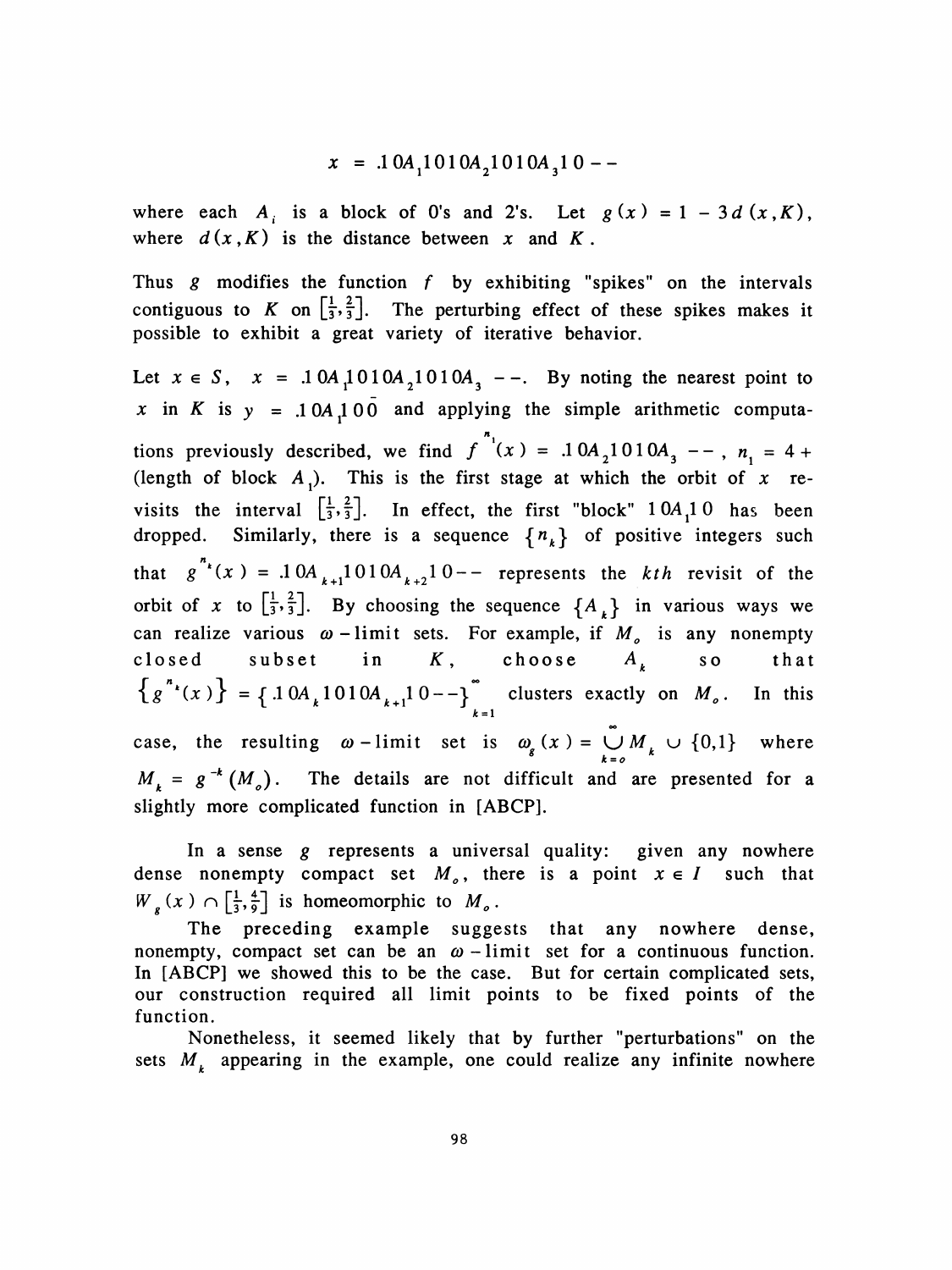$$x = .10A_1 1010A_2 1010A_3 10 --$$

where each $A_i$ is a block of 0's and 2's. Let $g(x) = 1 - 3d(x,K)$, where $d(x,K)$ is the distance between $x$ and $K$.

Thus $g$ modifies the function $f$ by exhibiting "spikes" on the intervals contiguous to $K$ on $\left[\frac{1}{3}, \frac{2}{3}\right]$. The perturbing effect of these spikes makes it possible to exhibit a great variety of iterative behavior.

Let $x \in S$, $x = .10A_1 1010A_2 1010A_3 --$. By noting the nearest point to $x$ in $K$ is $y = .10A_1 10\bar{0}$ and applying the simple arithmetic computations previously described, we find $f^{n_1}(x) = .10A_2 1010A_3 --$, $n_1 = 4 +$ (length of block $A_1$). This is the first stage at which the orbit of $x$ revisits the interval $\left[\frac{1}{3}, \frac{2}{3}\right]$. In effect, the first "block" $10A_1 10$ has been dropped. Similarly, there is a sequence $\{n_k\}$ of positive integers such that $g^{n_k}(x) = .10A_{k+1} 1010A_{k+2} 10--$ represents the $kth$ revisit of the orbit of $x$ to $\left[\frac{1}{3}, \frac{2}{3}\right]$. By choosing the sequence $\{A_k\}$ in various ways we can realize various $\omega$-limit sets. For example, if $M_o$ is any nonempty closed subset in $K$, choose $A_k$ so that $\{g^{n_k}(x)\} = \{.10A_k 1010A_{k+1} 10--\}_{k=1}^{\infty}$ clusters exactly on $M_o$. In this case, the resulting $\omega$-limit set is $\omega_g(x) = \bigcup_{k=o}^{\infty} M_k \cup \{0,1\}$ where $M_k = g^{-k}(M_o)$. The details are not difficult and are presented for a slightly more complicated function in [ABCP].

In a sense $g$ represents a universal quality: given any nowhere dense nonempty compact set $M_o$, there is a point $x \in I$ such that $W_g(x) \cap \left[\frac{1}{3}, \frac{4}{9}\right]$ is homeomorphic to $M_o$.

The preceding example suggests that any nowhere dense, nonempty, compact set can be an $\omega$-limit set for a continuous function. In [ABCP] we showed this to be the case. But for certain complicated sets, our construction required all limit points to be fixed points of the function.

Nonetheless, it seemed likely that by further "perturbations" on the sets $M_k$ appearing in the example, one could realize any infinite nowhere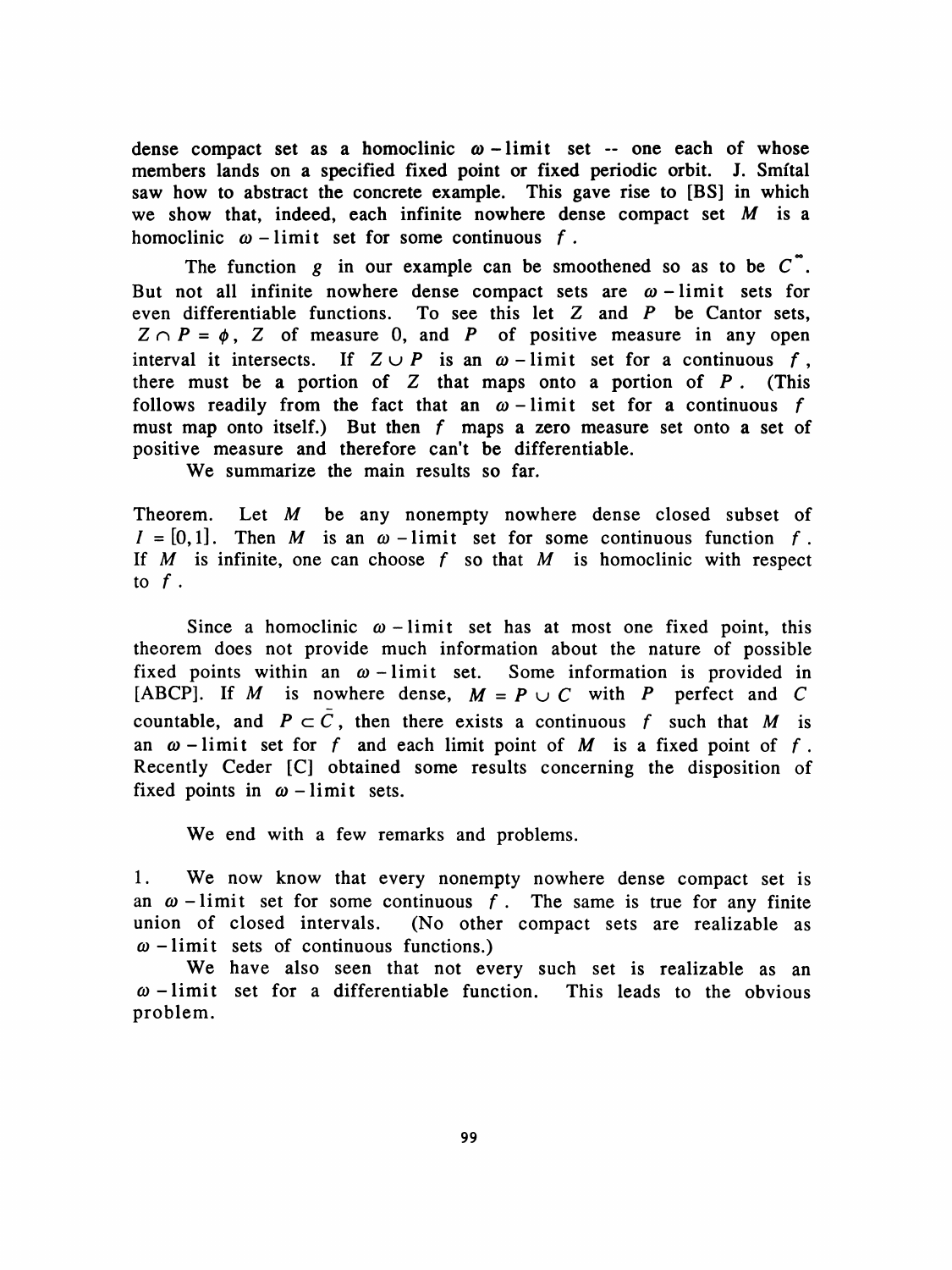dense compact set as a homoclinic $\omega$ - limit set -- one each of whose members lands on a specified fixed point or fixed periodic orbit. J. Smítal saw how to abstract the concrete example. This gave rise to [BS] in which we show that, indeed, each infinite nowhere dense compact set $M$ is a homoclinic $\omega$ - limit set for some continuous $f$.

The function $g$ in our example can be smoothened so as to be $C^{\infty}$. But not all infinite nowhere dense compact sets are $\omega$ - limit sets for even differentiable functions. To see this let $Z$ and $P$ be Cantor sets, $Z \cap P = \phi$, $Z$ of measure 0, and $P$ of positive measure in any open interval it intersects. If $Z \cup P$ is an $\omega$ - limit set for a continuous $f$, there must be a portion of $Z$ that maps onto a portion of $P$. (This follows readily from the fact that an $\omega$ - limit set for a continuous $f$ must map onto itself.) But then $f$ maps a zero measure set onto a set of positive measure and therefore can't be differentiable.

We summarize the main results so far.

Theorem. Let $M$ be any nonempty nowhere dense closed subset of $I = [0,1]$. Then $M$ is an $\omega$ - limit set for some continuous function $f$. If $M$ is infinite, one can choose $f$ so that $M$ is homoclinic with respect to $f$.

Since a homoclinic $\omega$ - limit set has at most one fixed point, this theorem does not provide much information about the nature of possible fixed points within an $\omega$ - limit set. Some information is provided in [ABCP]. If $M$ is nowhere dense, $M = P \cup C$ with $P$ perfect and $C$ countable, and $P \subset \bar{C}$, then there exists a continuous $f$ such that $M$ is an $\omega$ - limit set for $f$ and each limit point of $M$ is a fixed point of $f$. Recently Ceder [C] obtained some results concerning the disposition of fixed points in $\omega$ - limit sets.

We end with a few remarks and problems.

1. We now know that every nonempty nowhere dense compact set is an $\omega$ - limit set for some continuous $f$. The same is true for any finite union of closed intervals. (No other compact sets are realizable as $\omega$ - limit sets of continuous functions.)

We have also seen that not every such set is realizable as an $\omega$ - limit set for a differentiable function. This leads to the obvious problem.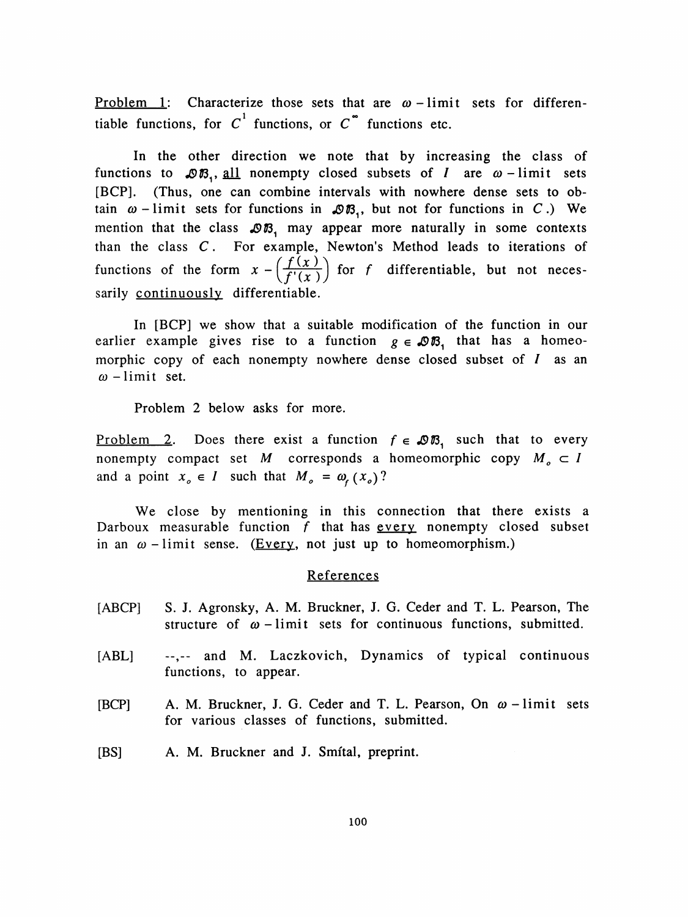Problem 1: Characterize those sets that are $\omega$ - limit sets for differentiable functions, for $C^1$ functions, or $C^\infty$ functions etc.

In the other direction we note that by increasing the class of functions to $\mathcal{DB}_1$, all nonempty closed subsets of $I$ are $\omega$ - limit sets [BCP]. (Thus, one can combine intervals with nowhere dense sets to obtain $\omega$ - limit sets for functions in $\mathcal{DB}_1$, but not for functions in $C$.) We mention that the class $\mathcal{DB}_1$ may appear more naturally in some contexts than the class $C$. For example, Newton's Method leads to iterations of functions of the form $x - \left(\frac{f(x)}{f'(x)}\right)$ for $f$ differentiable, but not necessarily continuously differentiable.

In [BCP] we show that a suitable modification of the function in our earlier example gives rise to a function $g \in \mathcal{DB}_1$ that has a homeomorphic copy of each nonempty nowhere dense closed subset of $I$ as an $\omega$ - limit set.

Problem 2 below asks for more.

Problem 2. Does there exist a function $f \in \mathcal{DB}_1$ such that to every nonempty compact set $M$ corresponds a homeomorphic copy $M_o \subset I$ and a point $x_o \in I$ such that $M_o = \omega_f(x_o)$?

We close by mentioning in this connection that there exists a Darboux measurable function $f$ that has every nonempty closed subset in an $\omega$ - limit sense. (Every, not just up to homeomorphism.)

## References

[ABCP] S. J. Agronsky, A. M. Bruckner, J. G. Ceder and T. L. Pearson, The structure of $\omega$ - limit sets for continuous functions, submitted.

[ABL] --,-- and M. Laczkovich, Dynamics of typical continuous functions, to appear.

[BCP] A. M. Bruckner, J. G. Ceder and T. L. Pearson, On $\omega$ - limit sets for various classes of functions, submitted.

[BS] A. M. Bruckner and J. Smítal, preprint.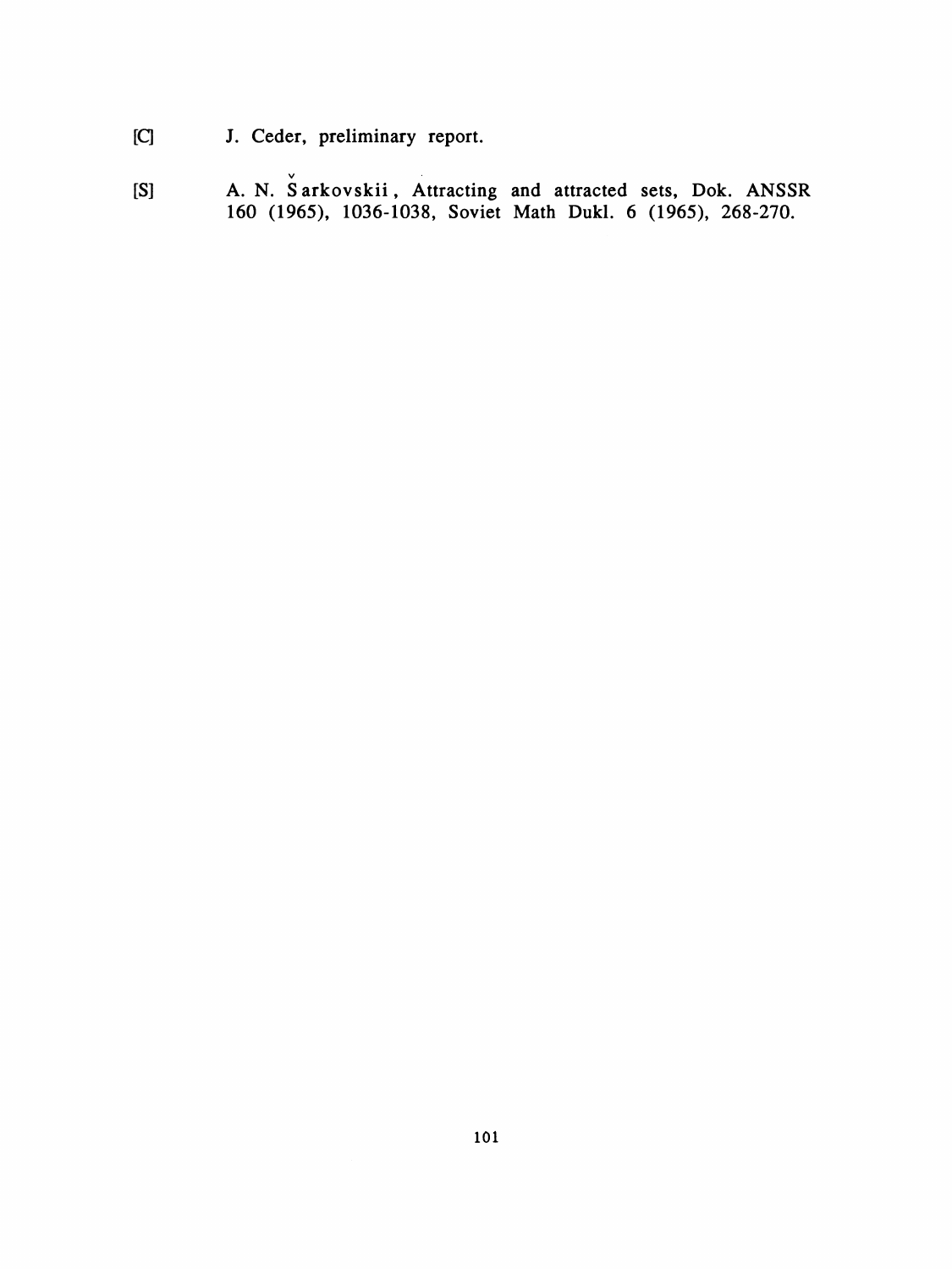[C] J. Ceder, preliminary report.

[S] A. N. Šarkovskii, Attracting and attracted sets, Dok. ANSSR 160 (1965), 1036-1038, Soviet Math Dukl. 6 (1965), 268-270.